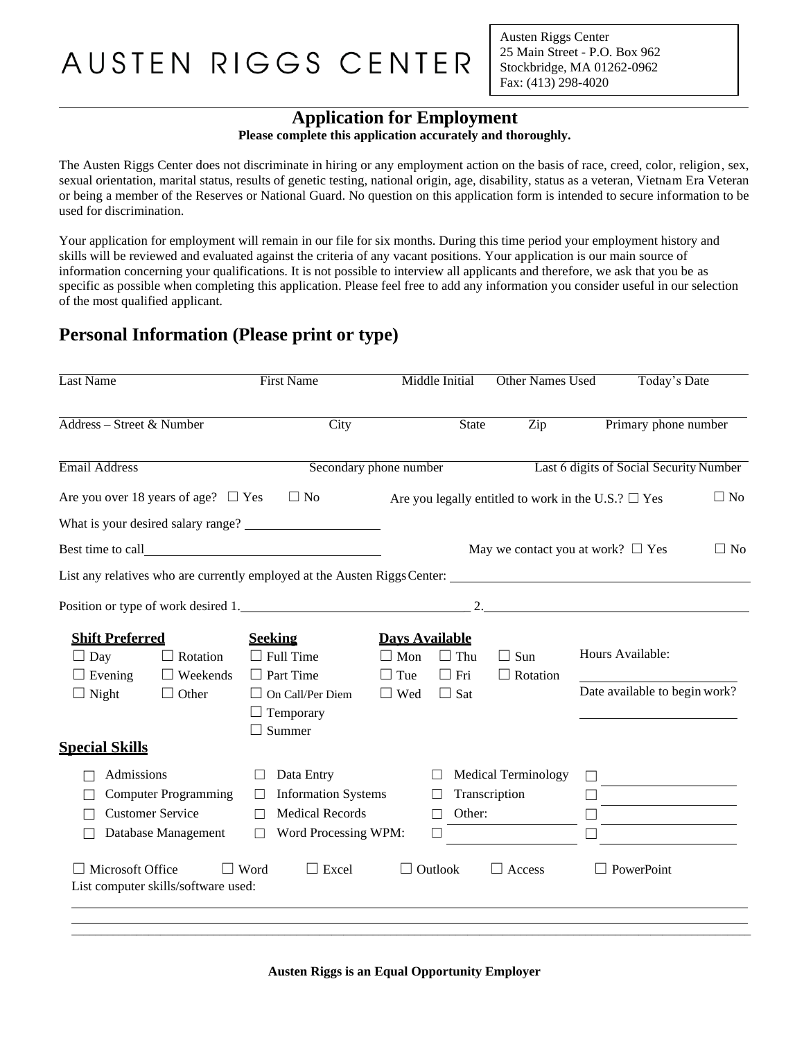# AUSTEN RIGGS CENTER

Austen Riggs Center
25 Main Street - P.O. Box 962
Stockbridge, MA 01262-0962
Fax: (413) 298-4020

## Application for Employment

**Please complete this application accurately and thoroughly.**

The Austen Riggs Center does not discriminate in hiring or any employment action on the basis of race, creed, color, religion, sex, sexual orientation, marital status, results of genetic testing, national origin, age, disability, status as a veteran, Vietnam Era Veteran or being a member of the Reserves or National Guard. No question on this application form is intended to secure information to be used for discrimination.

Your application for employment will remain in our file for six months. During this time period your employment history and skills will be reviewed and evaluated against the criteria of any vacant positions. Your application is our main source of information concerning your qualifications. It is not possible to interview all applicants and therefore, we ask that you be as specific as possible when completing this application. Please feel free to add any information you consider useful in our selection of the most qualified applicant.

## Personal Information (Please print or type)

| Last Name | First Name | Middle Initial | Other Names Used | Today's Date |
|---|---|---|---|---|
| | | | | |

| Address – Street & Number | City | State | Zip | Primary phone number |
|---|---|---|---|---|
| | | | | |

| Email Address | Secondary phone number | Last 6 digits of Social Security Number |
|---|---|---|
| | | |

Are you over 18 years of age? ☐ Yes ☐ No    Are you legally entitled to work in the U.S.? ☐ Yes ☐ No

What is your desired salary range? ____________________

Best time to call ______________________________    May we contact you at work? ☐ Yes ☐ No

List any relatives who are currently employed at the Austen Riggs Center: ______________________________

Position or type of work desired 1. ______________________________ 2. ______________________________

**Shift Preferred**
- ☐ Day
- ☐ Evening
- ☐ Night
- ☐ Rotation
- ☐ Weekends
- ☐ Other

**Seeking**
- ☐ Full Time
- ☐ Part Time
- ☐ On Call/Per Diem
- ☐ Temporary
- ☐ Summer

**Days Available**
- ☐ Mon
- ☐ Tue
- ☐ Wed
- ☐ Thu
- ☐ Fri
- ☐ Sat
- ☐ Sun
- ☐ Rotation

Hours Available: ____________________

Date available to begin work? ____________________

**Special Skills**

- ☐ Admissions
- ☐ Computer Programming
- ☐ Customer Service
- ☐ Database Management
- ☐ Data Entry
- ☐ Information Systems
- ☐ Medical Records
- ☐ Word Processing WPM:
- ☐ Medical Terminology
- ☐ Transcription
- ☐ Other: ____________________
- ☐ ____________________
- ☐ ____________________
- ☐ ____________________
- ☐ ____________________
- ☐ ____________________

☐ Microsoft Office ☐ Word ☐ Excel ☐ Outlook ☐ Access ☐ PowerPoint

List computer skills/software used:

______________________________________________________________________

______________________________________________________________________

______________________________________________________________________

**Austen Riggs is an Equal Opportunity Employer**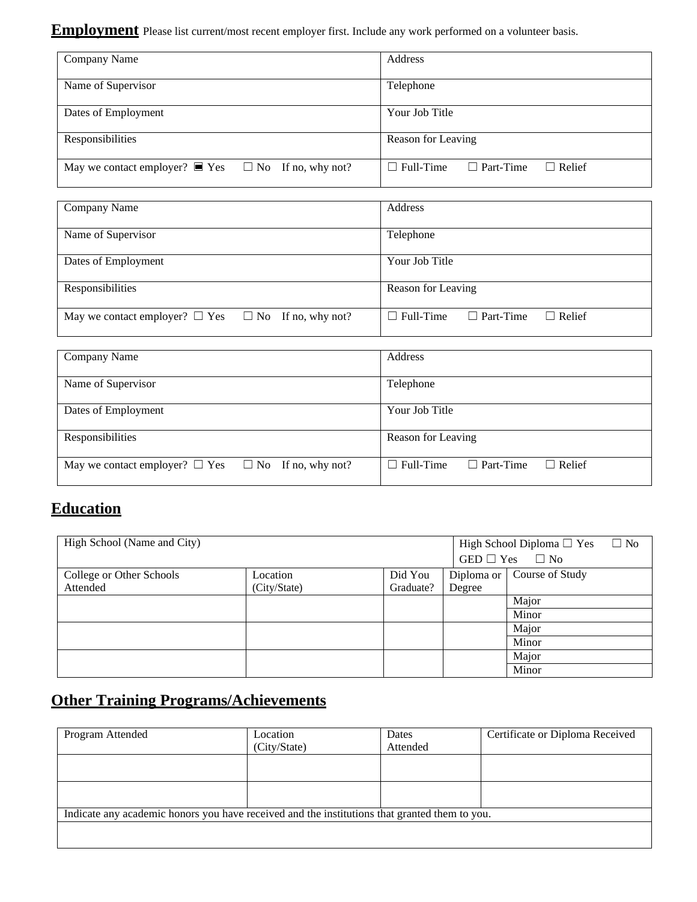## Employment

Please list current/most recent employer first. Include any work performed on a volunteer basis.

| Company Name | Address |
|---|---|
| Name of Supervisor | Telephone |
| Dates of Employment | Your Job Title |
| Responsibilities | Reason for Leaving |
| May we contact employer? ■ Yes ☐ No If no, why not? | ☐ Full-Time ☐ Part-Time ☐ Relief |

| Company Name | Address |
|---|---|
| Name of Supervisor | Telephone |
| Dates of Employment | Your Job Title |
| Responsibilities | Reason for Leaving |
| May we contact employer? ☐ Yes ☐ No If no, why not? | ☐ Full-Time ☐ Part-Time ☐ Relief |

| Company Name | Address |
|---|---|
| Name of Supervisor | Telephone |
| Dates of Employment | Your Job Title |
| Responsibilities | Reason for Leaving |
| May we contact employer? ☐ Yes ☐ No If no, why not? | ☐ Full-Time ☐ Part-Time ☐ Relief |

## Education

| High School (Name and City) | | | | High School Diploma ☐ Yes ☐ No GED ☐ Yes ☐ No |
|---|---|---|---|---|
| College or Other Schools Attended | Location (City/State) | Did You Graduate? | Diploma or Degree | Course of Study |
| | | | | Major |
| | | | | Minor |
| | | | | Major |
| | | | | Minor |
| | | | | Major |
| | | | | Minor |

## Other Training Programs/Achievements

| Program Attended | Location (City/State) | Dates Attended | Certificate or Diploma Received |
|---|---|---|---|
| | | | |
| | | | |
| Indicate any academic honors you have received and the institutions that granted them to you. | | | |
| | | | |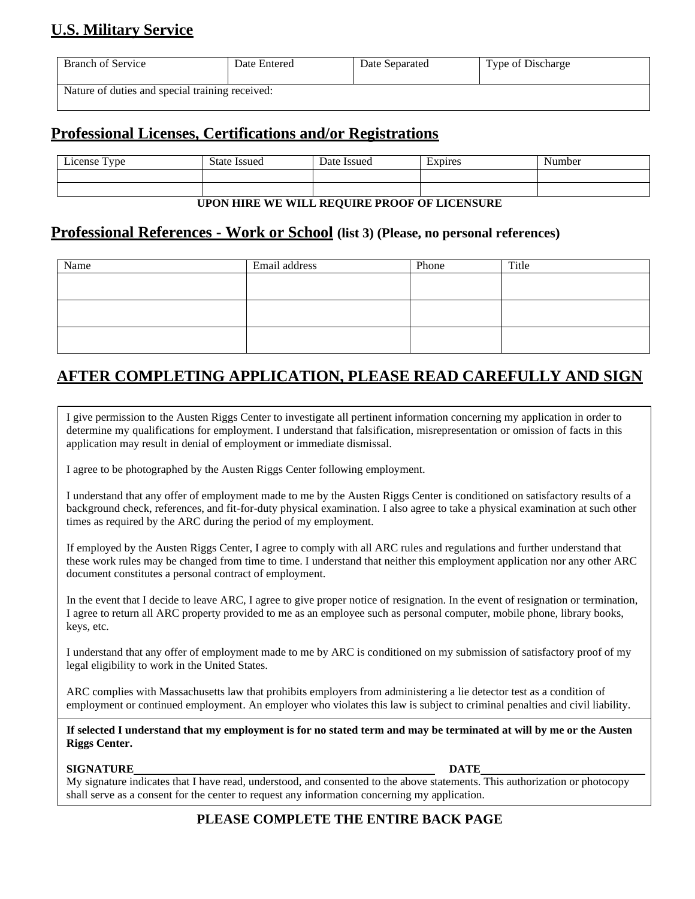## U.S. Military Service

| Branch of Service | Date Entered | Date Separated | Type of Discharge |
|---|---|---|---|
| Nature of duties and special training received: | | | |

## Professional Licenses, Certifications and/or Registrations

| License Type | State Issued | Date Issued | Expires | Number |
|---|---|---|---|---|
| | | | | |
| | | | | |

**UPON HIRE WE WILL REQUIRE PROOF OF LICENSURE**

## Professional References - Work or School **(list 3) (Please, no personal references)**

| Name | Email address | Phone | Title |
|---|---|---|---|
| | | | |
| | | | |
| | | | |

## AFTER COMPLETING APPLICATION, PLEASE READ CAREFULLY AND SIGN

I give permission to the Austen Riggs Center to investigate all pertinent information concerning my application in order to determine my qualifications for employment. I understand that falsification, misrepresentation or omission of facts in this application may result in denial of employment or immediate dismissal.

I agree to be photographed by the Austen Riggs Center following employment.

I understand that any offer of employment made to me by the Austen Riggs Center is conditioned on satisfactory results of a background check, references, and fit-for-duty physical examination. I also agree to take a physical examination at such other times as required by the ARC during the period of my employment.

If employed by the Austen Riggs Center, I agree to comply with all ARC rules and regulations and further understand that these work rules may be changed from time to time. I understand that neither this employment application nor any other ARC document constitutes a personal contract of employment.

In the event that I decide to leave ARC, I agree to give proper notice of resignation. In the event of resignation or termination, I agree to return all ARC property provided to me as an employee such as personal computer, mobile phone, library books, keys, etc.

I understand that any offer of employment made to me by ARC is conditioned on my submission of satisfactory proof of my legal eligibility to work in the United States.

ARC complies with Massachusetts law that prohibits employers from administering a lie detector test as a condition of employment or continued employment. An employer who violates this law is subject to criminal penalties and civil liability.

**If selected I understand that my employment is for no stated term and may be terminated at will by me or the Austen Riggs Center.**

**SIGNATURE**\_\_\_\_\_\_\_\_\_\_\_\_\_\_\_\_\_\_\_\_\_\_\_\_\_\_\_\_\_\_\_\_\_\_\_\_\_\_\_\_ **DATE**\_\_\_\_\_\_\_\_\_\_\_\_\_\_\_\_\_\_\_\_\_\_\_

My signature indicates that I have read, understood, and consented to the above statements. This authorization or photocopy shall serve as a consent for the center to request any information concerning my application.

**PLEASE COMPLETE THE ENTIRE BACK PAGE**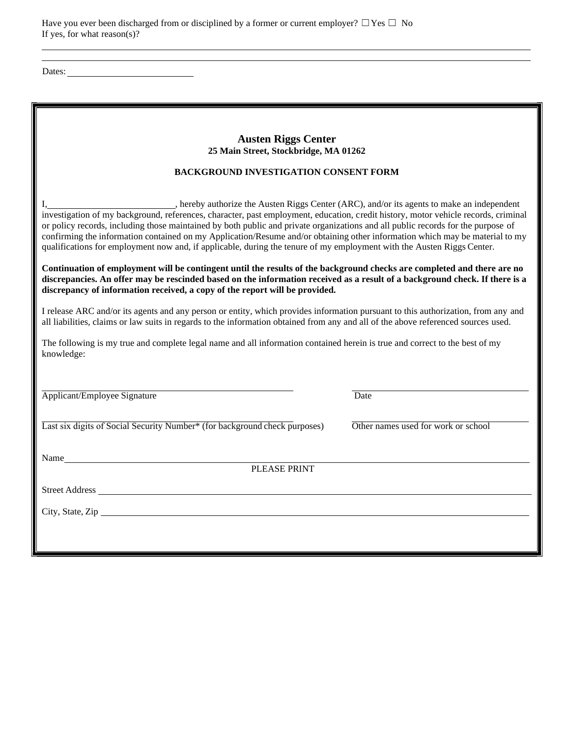Have you ever been discharged from or disciplined by a former or current employer? ☐ Yes ☐ No
If yes, for what reason(s)?

\_\_\_\_\_\_\_\_\_\_\_\_\_\_\_\_\_\_\_\_\_\_\_\_\_\_\_\_\_\_\_\_\_\_\_\_\_\_\_\_\_\_\_\_\_\_\_\_\_\_\_\_\_\_\_\_\_\_\_\_\_\_\_\_\_\_\_\_\_\_\_\_\_\_\_\_\_\_\_\_\_\_\_\_\_\_\_\_

\_\_\_\_\_\_\_\_\_\_\_\_\_\_\_\_\_\_\_\_\_\_\_\_\_\_\_\_\_\_\_\_\_\_\_\_\_\_\_\_\_\_\_\_\_\_\_\_\_\_\_\_\_\_\_\_\_\_\_\_\_\_\_\_\_\_\_\_\_\_\_\_\_\_\_\_\_\_\_\_\_\_\_\_\_\_\_\_

Dates: \_\_\_\_\_\_\_\_\_\_\_\_\_\_\_\_\_\_\_\_\_\_\_\_\_\_\_\_

---

## Austen Riggs Center

**25 Main Street, Stockbridge, MA 01262**

**BACKGROUND INVESTIGATION CONSENT FORM**

I, \_\_\_\_\_\_\_\_\_\_\_\_\_\_\_\_\_\_\_\_\_\_\_\_\_\_\_\_, hereby authorize the Austen Riggs Center (ARC), and/or its agents to make an independent investigation of my background, references, character, past employment, education, credit history, motor vehicle records, criminal or policy records, including those maintained by both public and private organizations and all public records for the purpose of confirming the information contained on my Application/Resume and/or obtaining other information which may be material to my qualifications for employment now and, if applicable, during the tenure of my employment with the Austen Riggs Center.

**Continuation of employment will be contingent until the results of the background checks are completed and there are no discrepancies. An offer may be rescinded based on the information received as a result of a background check. If there is a discrepancy of information received, a copy of the report will be provided.**

I release ARC and/or its agents and any person or entity, which provides information pursuant to this authorization, from any and all liabilities, claims or law suits in regards to the information obtained from any and all of the above referenced sources used.

The following is my true and complete legal name and all information contained herein is true and correct to the best of my knowledge:

\_\_\_\_\_\_\_\_\_\_\_\_\_\_\_\_\_\_\_\_\_\_\_\_\_\_\_\_\_\_\_\_\_\_\_\_\_\_\_\_ \_\_\_\_\_\_\_\_\_\_\_\_\_\_\_\_\_\_\_\_\_\_\_\_\_\_\_\_
Applicant/Employee Signature Date

\_\_\_\_\_\_\_\_\_\_\_\_\_\_\_\_\_\_\_\_\_\_\_\_\_\_\_\_\_\_\_\_\_\_\_\_\_\_\_\_ \_\_\_\_\_\_\_\_\_\_\_\_\_\_\_\_\_\_\_\_\_\_\_\_\_\_\_\_
Last six digits of Social Security Number* (for background check purposes) Other names used for work or school

Name \_\_\_\_\_\_\_\_\_\_\_\_\_\_\_\_\_\_\_\_\_\_\_\_\_\_\_\_\_\_\_\_\_\_\_\_\_\_\_\_\_\_\_\_\_\_\_\_\_\_\_\_\_\_\_\_\_\_\_\_\_\_\_\_\_\_\_\_\_\_\_\_
PLEASE PRINT

Street Address \_\_\_\_\_\_\_\_\_\_\_\_\_\_\_\_\_\_\_\_\_\_\_\_\_\_\_\_\_\_\_\_\_\_\_\_\_\_\_\_\_\_\_\_\_\_\_\_\_\_\_\_\_\_\_\_\_\_\_\_\_\_\_\_

City, State, Zip \_\_\_\_\_\_\_\_\_\_\_\_\_\_\_\_\_\_\_\_\_\_\_\_\_\_\_\_\_\_\_\_\_\_\_\_\_\_\_\_\_\_\_\_\_\_\_\_\_\_\_\_\_\_\_\_\_\_\_\_\_\_